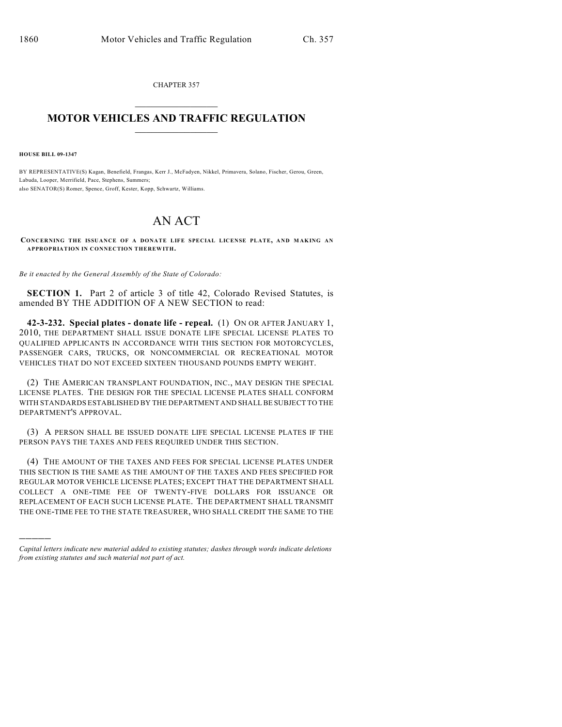CHAPTER 357

# MOTOR VEHICLES AND TRAFFIC REGULATION

**HOUSE BILL 09-1347**

BY REPRESENTATIVE(S) Kagan, Benefield, Frangas, Kerr J., McFadyen, Nikkel, Primavera, Solano, Fischer, Gerou, Green, Labuda, Looper, Merrifield, Pace, Stephens, Summers;
also SENATOR(S) Romer, Spence, Groff, Kester, Kopp, Schwartz, Williams.

# AN ACT

**CONCERNING THE ISSUANCE OF A DONATE LIFE SPECIAL LICENSE PLATE, AND MAKING AN APPROPRIATION IN CONNECTION THEREWITH.**

*Be it enacted by the General Assembly of the State of Colorado:*

**SECTION 1.** Part 2 of article 3 of title 42, Colorado Revised Statutes, is amended BY THE ADDITION OF A NEW SECTION to read:

**42-3-232. Special plates - donate life - repeal.** (1) ON OR AFTER JANUARY 1, 2010, THE DEPARTMENT SHALL ISSUE DONATE LIFE SPECIAL LICENSE PLATES TO QUALIFIED APPLICANTS IN ACCORDANCE WITH THIS SECTION FOR MOTORCYCLES, PASSENGER CARS, TRUCKS, OR NONCOMMERCIAL OR RECREATIONAL MOTOR VEHICLES THAT DO NOT EXCEED SIXTEEN THOUSAND POUNDS EMPTY WEIGHT.

(2) THE AMERICAN TRANSPLANT FOUNDATION, INC., MAY DESIGN THE SPECIAL LICENSE PLATES. THE DESIGN FOR THE SPECIAL LICENSE PLATES SHALL CONFORM WITH STANDARDS ESTABLISHED BY THE DEPARTMENT AND SHALL BE SUBJECT TO THE DEPARTMENT'S APPROVAL.

(3) A PERSON SHALL BE ISSUED DONATE LIFE SPECIAL LICENSE PLATES IF THE PERSON PAYS THE TAXES AND FEES REQUIRED UNDER THIS SECTION.

(4) THE AMOUNT OF THE TAXES AND FEES FOR SPECIAL LICENSE PLATES UNDER THIS SECTION IS THE SAME AS THE AMOUNT OF THE TAXES AND FEES SPECIFIED FOR REGULAR MOTOR VEHICLE LICENSE PLATES; EXCEPT THAT THE DEPARTMENT SHALL COLLECT A ONE-TIME FEE OF TWENTY-FIVE DOLLARS FOR ISSUANCE OR REPLACEMENT OF EACH SUCH LICENSE PLATE. THE DEPARTMENT SHALL TRANSMIT THE ONE-TIME FEE TO THE STATE TREASURER, WHO SHALL CREDIT THE SAME TO THE

---

*Capital letters indicate new material added to existing statutes; dashes through words indicate deletions from existing statutes and such material not part of act.*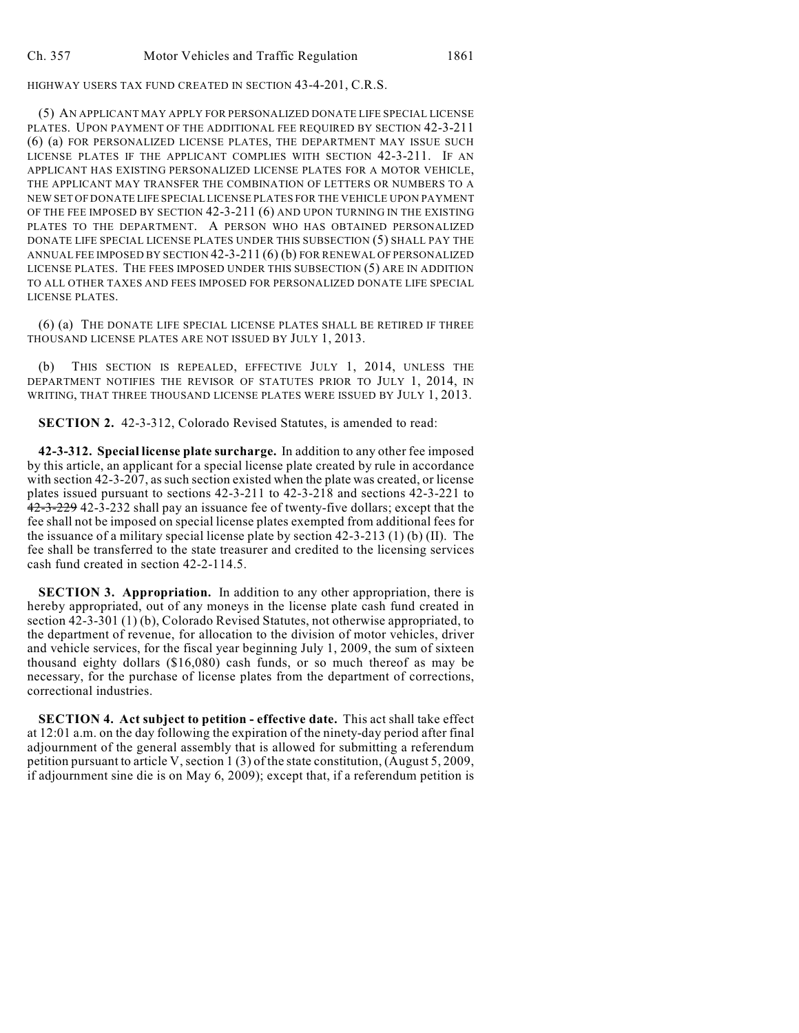HIGHWAY USERS TAX FUND CREATED IN SECTION 43-4-201, C.R.S.

(5) AN APPLICANT MAY APPLY FOR PERSONALIZED DONATE LIFE SPECIAL LICENSE PLATES. UPON PAYMENT OF THE ADDITIONAL FEE REQUIRED BY SECTION 42-3-211 (6) (a) FOR PERSONALIZED LICENSE PLATES, THE DEPARTMENT MAY ISSUE SUCH LICENSE PLATES IF THE APPLICANT COMPLIES WITH SECTION 42-3-211. IF AN APPLICANT HAS EXISTING PERSONALIZED LICENSE PLATES FOR A MOTOR VEHICLE, THE APPLICANT MAY TRANSFER THE COMBINATION OF LETTERS OR NUMBERS TO A NEW SET OF DONATE LIFE SPECIAL LICENSE PLATES FOR THE VEHICLE UPON PAYMENT OF THE FEE IMPOSED BY SECTION 42-3-211 (6) AND UPON TURNING IN THE EXISTING PLATES TO THE DEPARTMENT. A PERSON WHO HAS OBTAINED PERSONALIZED DONATE LIFE SPECIAL LICENSE PLATES UNDER THIS SUBSECTION (5) SHALL PAY THE ANNUAL FEE IMPOSED BY SECTION 42-3-211 (6) (b) FOR RENEWAL OF PERSONALIZED LICENSE PLATES. THE FEES IMPOSED UNDER THIS SUBSECTION (5) ARE IN ADDITION TO ALL OTHER TAXES AND FEES IMPOSED FOR PERSONALIZED DONATE LIFE SPECIAL LICENSE PLATES.

(6) (a) THE DONATE LIFE SPECIAL LICENSE PLATES SHALL BE RETIRED IF THREE THOUSAND LICENSE PLATES ARE NOT ISSUED BY JULY 1, 2013.

(b) THIS SECTION IS REPEALED, EFFECTIVE JULY 1, 2014, UNLESS THE DEPARTMENT NOTIFIES THE REVISOR OF STATUTES PRIOR TO JULY 1, 2014, IN WRITING, THAT THREE THOUSAND LICENSE PLATES WERE ISSUED BY JULY 1, 2013.

**SECTION 2.** 42-3-312, Colorado Revised Statutes, is amended to read:

**42-3-312. Special license plate surcharge.** In addition to any other fee imposed by this article, an applicant for a special license plate created by rule in accordance with section 42-3-207, as such section existed when the plate was created, or license plates issued pursuant to sections 42-3-211 to 42-3-218 and sections 42-3-221 to ~~42-3-229~~ 42-3-232 shall pay an issuance fee of twenty-five dollars; except that the fee shall not be imposed on special license plates exempted from additional fees for the issuance of a military special license plate by section 42-3-213 (1) (b) (II). The fee shall be transferred to the state treasurer and credited to the licensing services cash fund created in section 42-2-114.5.

**SECTION 3. Appropriation.** In addition to any other appropriation, there is hereby appropriated, out of any moneys in the license plate cash fund created in section 42-3-301 (1) (b), Colorado Revised Statutes, not otherwise appropriated, to the department of revenue, for allocation to the division of motor vehicles, driver and vehicle services, for the fiscal year beginning July 1, 2009, the sum of sixteen thousand eighty dollars ($16,080) cash funds, or so much thereof as may be necessary, for the purchase of license plates from the department of corrections, correctional industries.

**SECTION 4. Act subject to petition - effective date.** This act shall take effect at 12:01 a.m. on the day following the expiration of the ninety-day period after final adjournment of the general assembly that is allowed for submitting a referendum petition pursuant to article V, section 1 (3) of the state constitution, (August 5, 2009, if adjournment sine die is on May 6, 2009); except that, if a referendum petition is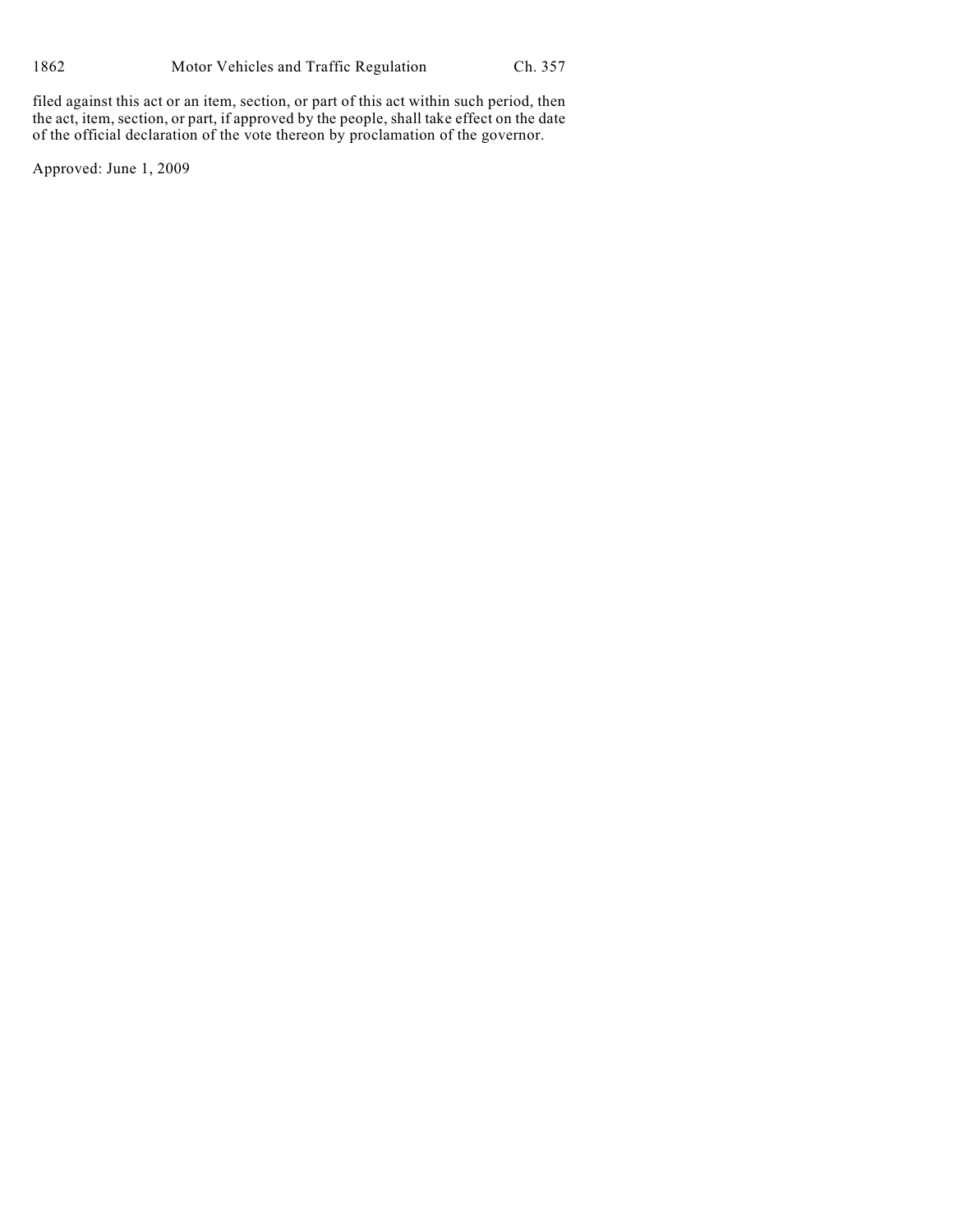filed against this act or an item, section, or part of this act within such period, then the act, item, section, or part, if approved by the people, shall take effect on the date of the official declaration of the vote thereon by proclamation of the governor.

Approved: June 1, 2009